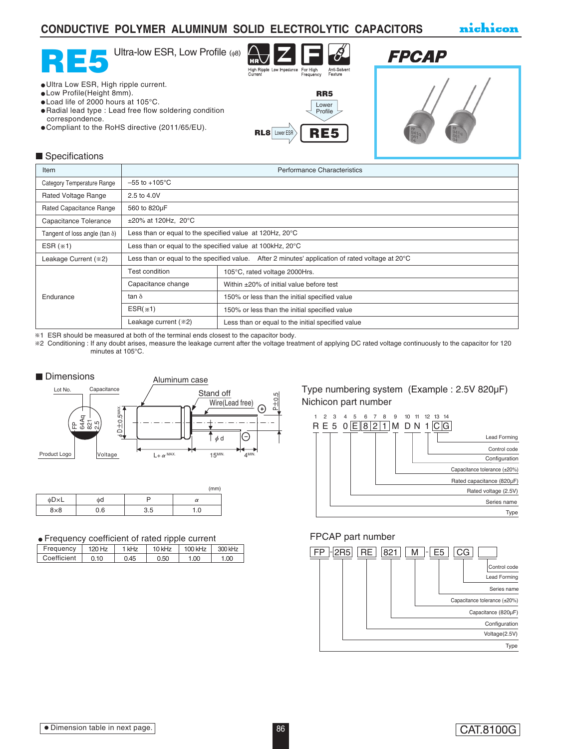# CONDUCTIVE POLYMER ALUMINUM SOLID ELECTROLYTIC CAPACITORS

nichicon

# RE5 Ultra-low ESR, Low Profile (φ8)

High Ripple Current / Low Impedance / For High Frequency / Anti-Solvent Feature

**FPCAP**

- Ultra Low ESR, High ripple current.
- Low Profile(Height 8mm).
- Load life of 2000 hours at 105°C.
- Radial lead type : Lead free flow soldering condition correspondence.
- Compliant to the RoHS directive (2011/65/EU).

RR5 → Lower Profile → RE5
RL8 → Lower ESR → RE5

## Specifications

| Item | Performance Characteristics | |
|---|---|---|
| Category Temperature Range | –55 to +105°C | |
| Rated Voltage Range | 2.5 to 4.0V | |
| Rated Capacitance Range | 560 to 820μF | |
| Capacitance Tolerance | ±20% at 120Hz, 20°C | |
| Tangent of loss angle (tan δ) | Less than or equal to the specified value at 120Hz, 20°C | |
| ESR (※1) | Less than or equal to the specified value at 100kHz, 20°C | |
| Leakage Current (※2) | Less than or equal to the specified value. After 2 minutes' application of rated voltage at 20°C | |
| Endurance | Test condition | 105°C, rated voltage 2000Hrs. |
| | Capacitance change | Within ±20% of initial value before test |
| | tan δ | 150% or less than the initial specified value |
| | ESR(※1) | 150% or less than the initial specified value |
| | Leakage current (※2) | Less than or equal to the initial specified value |

※1 ESR should be measured at both of the terminal ends closest to the capacitor body.
※2 Conditioning : If any doubt arises, measure the leakage current after the voltage treatment of applying DC rated voltage continuously to the capacitor for 120 minutes at 105°C.

## Dimensions

Lot No. / Capacitance / Product Logo / Voltage / Aluminum case / Stand off / Wire(Lead free) / φD±0.5 MAX. / φd / L+α MAX. / 15 MIN. / 4 MIN. / P±0.5

(mm)

| φD×L | φd | P | α |
|---|---|---|---|
| 8×8 | 0.6 | 3.5 | 1.0 |

- Frequency coefficient of rated ripple current

| Frequency | 120 Hz | 1 kHz | 10 kHz | 100 kHz | 300 kHz |
|---|---|---|---|---|---|
| Coefficient | 0.10 | 0.45 | 0.50 | 1.00 | 1.00 |

## Type numbering system (Example : 2.5V 820μF)

### Nichicon part number

R E 5 0 E 8 2 1 M D N 1 C G (positions 1–14)

- Type
- Series name
- Rated voltage (2.5V)
- Rated capacitance (820μF)
- Capacitance tolerance (±20%)
- Configuration
- Control code
- Lead Forming

### FPCAP part number

FP - 2R5 RE 821 M - E5 CG [ ]

- Type
- Voltage(2.5V)
- Configuration
- Capacitance (820μF)
- Capacitance tolerance (±20%)
- Series name
- Lead Forming
- Control code

● Dimension table in next page.

CAT.8100G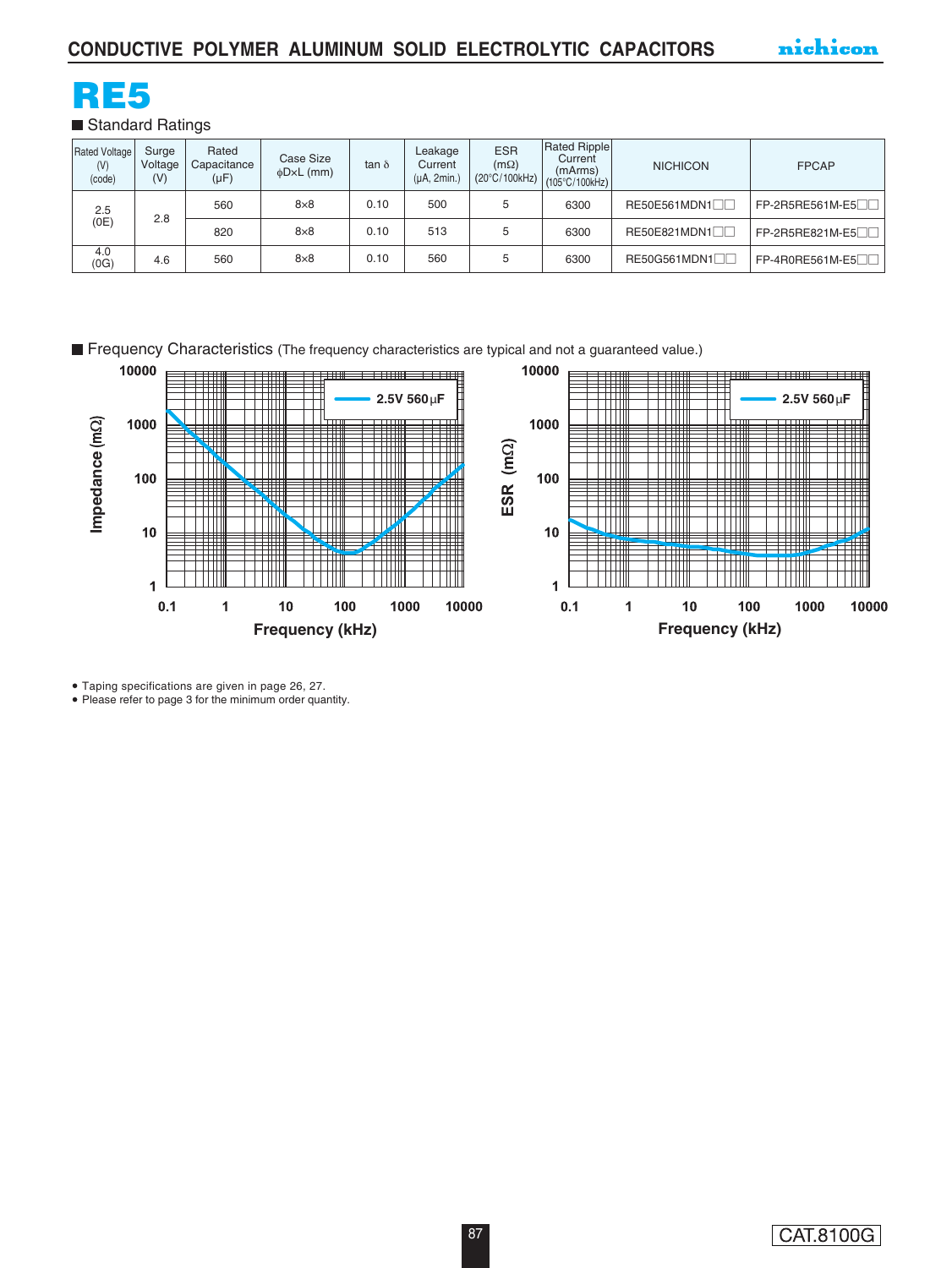# RE5

## Standard Ratings

| Rated Voltage (V) (code) | Surge Voltage (V) | Rated Capacitance (μF) | Case Size φD×L (mm) | tan δ | Leakage Current (μA, 2min.) | ESR (mΩ) (20°C/100kHz) | Rated Ripple Current (mArms) (105°C/100kHz) | NICHICON | FPCAP |
|---|---|---|---|---|---|---|---|---|---|
| 2.5 (0E) | 2.8 | 560 | 8×8 | 0.10 | 500 | 5 | 6300 | RE50E561MDN1□□ | FP-2R5RE561M-E5□□ |
| | | 820 | 8×8 | 0.10 | 513 | 5 | 6300 | RE50E821MDN1□□ | FP-2R5RE821M-E5□□ |
| 4.0 (0G) | 4.6 | 560 | 8×8 | 0.10 | 560 | 5 | 6300 | RE50G561MDN1□□ | FP-4R0RE561M-E5□□ |

## Frequency Characteristics (The frequency characteristics are typical and not a guaranteed value.)

Impedance (mΩ)
10000
1000
100
10
1
0.1 1 10 100 1000 10000
Frequency (kHz)
2.5V 560μF

ESR (mΩ)
10000
1000
100
10
1
0.1 1 10 100 1000 10000
Frequency (kHz)
2.5V 560μF

- Taping specifications are given in page 26, 27.
- Please refer to page 3 for the minimum order quantity.